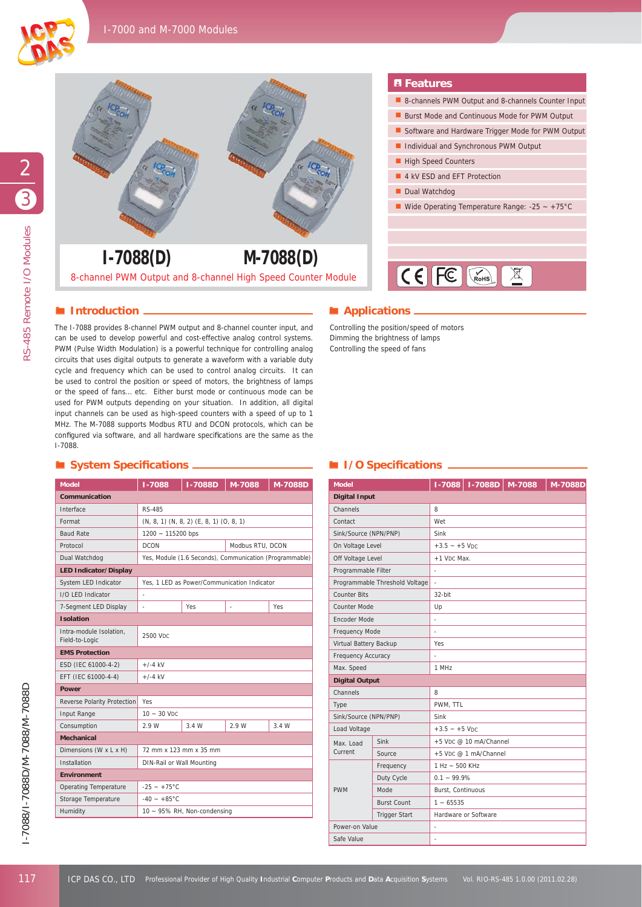# I-7088(D) M-7088(D)

8-channel PWM Output and 8-channel High Speed Counter Module

## Features

- 8-channels PWM Output and 8-channels Counter Input
- Burst Mode and Continuous Mode for PWM Output
- Software and Hardware Trigger Mode for PWM Output
- Individual and Synchronous PWM Output
- High Speed Counters
- 4 kV ESD and EFT Protection
- Dual Watchdog
- Wide Operating Temperature Range: -25 ~ +75°C

## Introduction

The I-7088 provides 8-channel PWM output and 8-channel counter input, and can be used to develop powerful and cost-effective analog control systems. PWM (Pulse Width Modulation) is a powerful technique for controlling analog circuits that uses digital outputs to generate a waveform with a variable duty cycle and frequency which can be used to control analog circuits. It can be used to control the position or speed of motors, the brightness of lamps or the speed of fans... etc. Either burst mode or continuous mode can be used for PWM outputs depending on your situation. In addition, all digital input channels can be used as high-speed counters with a speed of up to 1 MHz. The M-7088 supports Modbus RTU and DCON protocols, which can be configured via software, and all hardware specifications are the same as the I-7088.

## Applications

Controlling the position/speed of motors
Dimming the brightness of lamps
Controlling the speed of fans

## System Specifications

| Model | I-7088 | I-7088D | M-7088 | M-7088D |
|---|---|---|---|---|
| **Communication** | | | | |
| Interface | RS-485 | | | |
| Format | (N, 8, 1) (N, 8, 2) (E, 8, 1) (O, 8, 1) | | | |
| Baud Rate | 1200 ~ 115200 bps | | | |
| Protocol | DCON | | Modbus RTU, DCON | |
| Dual Watchdog | Yes, Module (1.6 Seconds), Communication (Programmable) | | | |
| **LED Indicator/Display** | | | | |
| System LED Indicator | Yes, 1 LED as Power/Communication Indicator | | | |
| I/O LED Indicator | - | | | |
| 7-Segment LED Display | - | Yes | - | Yes |
| **Isolation** | | | | |
| Intra-module Isolation, Field-to-Logic | 2500 VDC | | | |
| **EMS Protection** | | | | |
| ESD (IEC 61000-4-2) | +/-4 kV | | | |
| EFT (IEC 61000-4-4) | +/-4 kV | | | |
| **Power** | | | | |
| Reverse Polarity Protection | Yes | | | |
| Input Range | 10 ~ 30 VDC | | | |
| Consumption | 2.9 W | 3.4 W | 2.9 W | 3.4 W |
| **Mechanical** | | | | |
| Dimensions (W x L x H) | 72 mm x 123 mm x 35 mm | | | |
| Installation | DIN-Rail or Wall Mounting | | | |
| **Environment** | | | | |
| Operating Temperature | -25 ~ +75°C | | | |
| Storage Temperature | -40 ~ +85°C | | | |
| Humidity | 10 ~ 95% RH, Non-condensing | | | |

## I/O Specifications

| Model | | I-7088 | I-7088D | M-7088 | M-7088D |
|---|---|---|---|---|---|
| **Digital Input** | | | | | |
| Channels | | 8 | | | |
| Contact | | Wet | | | |
| Sink/Source (NPN/PNP) | | Sink | | | |
| On Voltage Level | | +3.5 ~ +5 VDC | | | |
| Off Voltage Level | | +1 VDC Max. | | | |
| Programmable Filter | | - | | | |
| Programmable Threshold Voltage | | - | | | |
| Counter Bits | | 32-bit | | | |
| Counter Mode | | Up | | | |
| Encoder Mode | | - | | | |
| Frequency Mode | | - | | | |
| Virtual Battery Backup | | Yes | | | |
| Frequency Accuracy | | - | | | |
| Max. Speed | | 1 MHz | | | |
| **Digital Output** | | | | | |
| Channels | | 8 | | | |
| Type | | PWM, TTL | | | |
| Sink/Source (NPN/PNP) | | Sink | | | |
| Load Voltage | | +3.5 ~ +5 VDC | | | |
| Max. Load Current | Sink | +5 VDC @ 10 mA/Channel | | | |
| | Source | +5 VDC @ 1 mA/Channel | | | |
| PWM | Frequency | 1 Hz ~ 500 KHz | | | |
| | Duty Cycle | 0.1 ~ 99.9% | | | |
| | Mode | Burst, Continuous | | | |
| | Burst Count | 1 ~ 65535 | | | |
| | Trigger Start | Hardware or Software | | | |
| Power-on Value | | - | | | |
| Safe Value | | - | | | |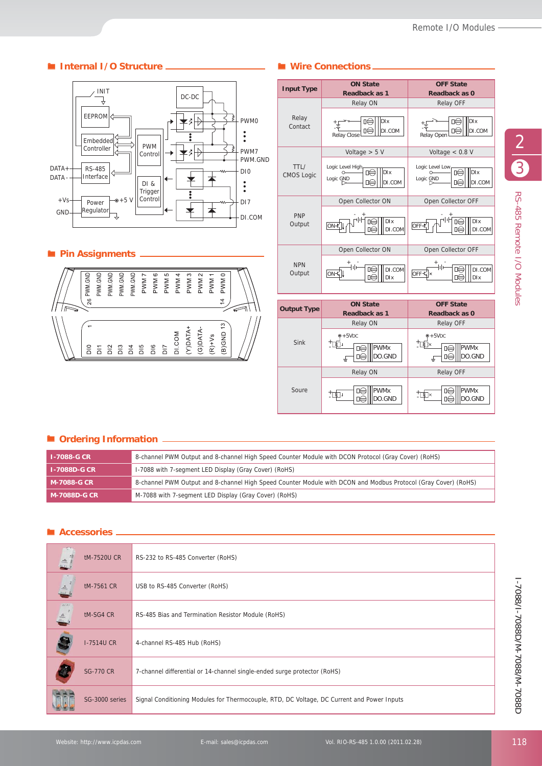## Internal I/O Structure

INIT
EEPROM
Embedded Controller
DATA+
DATA-
RS-485 Interface
+Vs
GND
Power Regulator
+5 V
DC-DC
PWM Control
DI & Trigger Control
PWM0
PWM7
PWM.GND
DI0
DI7
DI.COM

## Pin Assignments

26 PWM.GND, PWM.GND, PWM.GND, PWM.GND, PWM.GND, PWM 7, PWM 6, PWM 5, PWM 4, PWM 3, PWM 2, PWM 1, PWM 0 14

1 DI0, DI1, DI2, DI3, DI4, DI5, DI6, DI7, DI.COM, (Y)DATA+, (G)DATA-, (R)+Vs, (B)GND 13

## Wire Connections

| Input Type | ON State Readback as 1 | OFF State Readback as 0 |
|---|---|---|
| Relay Contact | Relay ON | Relay OFF |
| TTL/ CMOS Logic | Voltage > 5 V | Voltage < 0.8 V |
| PNP Output | Open Collector ON | Open Collector OFF |
| NPN Output | Open Collector ON | Open Collector OFF |

| Output Type | ON State Readback as 1 | OFF State Readback as 0 |
|---|---|---|
| Sink | Relay ON | Relay OFF |
| Soure | Relay ON | Relay OFF |

## Ordering Information

| | |
|---|---|
| I-7088-G CR | 8-channel PWM Output and 8-channel High Speed Counter Module with DCON Protocol (Gray Cover) (RoHS) |
| I-7088D-G CR | I-7088 with 7-segment LED Display (Gray Cover) (RoHS) |
| M-7088-G CR | 8-channel PWM Output and 8-channel High Speed Counter Module with DCON and Modbus Protocol (Gray Cover) (RoHS) |
| M-7088D-G CR | M-7088 with 7-segment LED Display (Gray Cover) (RoHS) |

## Accessories

| | |
|---|---|
| tM-7520U CR | RS-232 to RS-485 Converter (RoHS) |
| tM-7561 CR | USB to RS-485 Converter (RoHS) |
| tM-SG4 CR | RS-485 Bias and Termination Resistor Module (RoHS) |
| I-7514U CR | 4-channel RS-485 Hub (RoHS) |
| SG-770 CR | 7-channel differential or 14-channel single-ended surge protector (RoHS) |
| SG-3000 series | Signal Conditioning Modules for Thermocouple, RTD, DC Voltage, DC Current and Power Inputs |